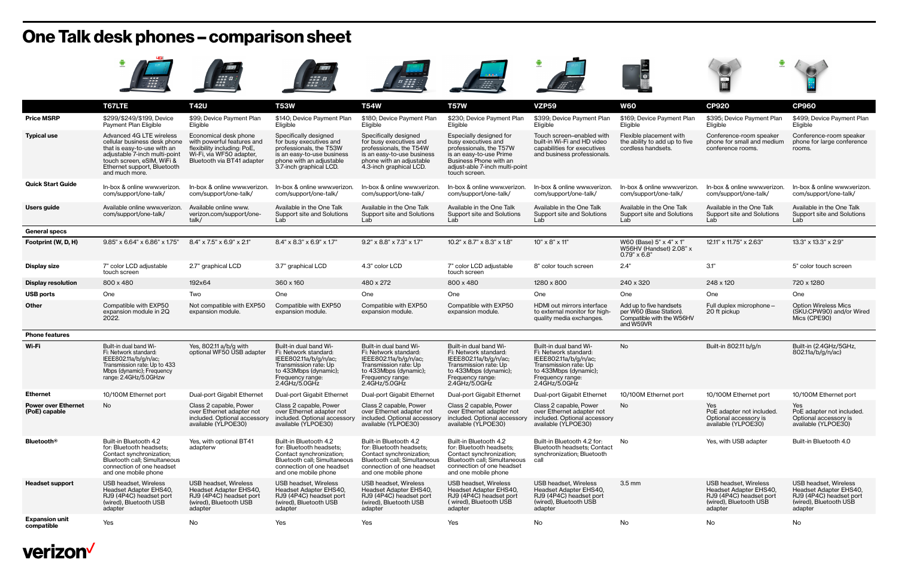# One Talk desk phones – comparison sheet

| | T67LTE | T42U | T53W | T54W | T57W | VZP59 | W60 | CP920 | CP960 |
|---|---|---|---|---|---|---|---|---|---|
| **Price MSRP** | $299/$249/$199, Device Payment Plan Eligible | $99; Device Payment Plan Eligible | $140; Device Payment Plan Eligible | $180; Device Payment Plan Eligible | $230; Device Payment Plan Eligible | $399; Device Payment Plan Eligible | $169; Device Payment Plan Eligible | $395; Device Payment Plan Eligible | $499; Device Payment Plan Eligible |
| **Typical use** | Advanced 4G LTE wireless cellular business desk phone that is easy-to-use with an adjustable 7-inch multi-point touch screen, eSIM, WiFi & Ethernet support, Bluetooth and much more. | Economical desk phone with powerful features and flexibility including: PoE, Wi-Fi, via WF50 adapter, Bluetooth via BT41 adapter | Specifically designed for busy executives and professionals, the T53W is an easy-to-use business phone with an adjustable 3.7-inch graphical LCD. | Specifically designed for busy executives and professionals, the T54W is an easy-to-use business phone with an adjustable 4.3-inch graphical LCD. | Especially designed for busy executives and professionals, the T57W is an easy-to-use Prime Business Phone with an adjust-able 7-inch multi-point touch screen. | Touch screen–enabled with built-in Wi-Fi and HD video capabilities for executives and business professionals. | Flexible placement with the ability to add up to five cordless handsets. | Conference-room speaker phone for small and medium conference rooms. | Conference-room speaker phone for large conference rooms. |
| **Quick Start Guide** | In-box & online www.verizon.com/support/one-talk/ | In-box & online www.verizon.com/support/one-talk/ | In-box & online www.verizon.com/support/one-talk/ | In-box & online www.verizon.com/support/one-talk/ | In-box & online www.verizon.com/support/one-talk/ | In-box & online www.verizon.com/support/one-talk/ | In-box & online www.verizon.com/support/one-talk/ | In-box & online www.verizon.com/support/one-talk/ | In-box & online www.verizon.com/support/one-talk/ |
| **Users guide** | Available online www.verizon.com/support/one-talk/ | Available online www.verizon.com/support/one-talk/ | Available in the One Talk Support site and Solutions Lab | Available in the One Talk Support site and Solutions Lab | Available in the One Talk Support site and Solutions Lab | Available in the One Talk Support site and Solutions Lab | Available in the One Talk Support site and Solutions Lab | Available in the One Talk Support site and Solutions Lab | Available in the One Talk Support site and Solutions Lab |
| **General specs** | | | | | | | | | |
| **Footprint (W, D, H)** | 9.85" x 6.64" x 6.86" x 1.75" | 8.4" x 7.5" x 6.9" x 2.1" | 8.4" x 8.3" x 6.9" x 1.7" | 9.2" x 8.8" x 7.3" x 1.7" | 10.2" x 8.7" x 8.3" x 1.8" | 10" x 8" x 11" | W60 (Base) 5" x 4" x 1" W56HV (Handset) 2.08" x 0.79" x 6.8" | 12.11" x 11.75" x 2.63" | 13.3" x 13.3" x 2.9" |
| **Display size** | 7" color LCD adjustable touch screen | 2.7" graphical LCD | 3.7" graphical LCD | 4.3" color LCD | 7" color LCD adjustable touch screen | 8" color touch screen | 2.4" | 3.1" | 5" color touch screen |
| **Display resolution** | 800 x 480 | 192x64 | 360 x 160 | 480 x 272 | 800 x 480 | 1280 x 800 | 240 x 320 | 248 x 120 | 720 x 1280 |
| **USB ports** | One | Two | One | One | One | One | One | One | One |
| **Other** | Compatible with EXP50 expansion module in 2Q 2022. | Not compatible with EXP50 expansion module. | Compatible with EXP50 expansion module. | Compatible with EXP50 expansion module. | Compatible with EXP50 expansion module. | HDMI out mirrors interface to external monitor for high-quality media exchanges. | Add up to five handsets per W60 (Base Station). Compatible with the W56HV and W59VR | Full duplex microphone – 20 ft pickup | Option Wireless Mics (SKU:CPW90) and/or Wired Mics (CPE90) |
| **Phone features** | | | | | | | | | |
| **Wi-Fi** | Built-in dual band Wi-Fi: Network standard: IEEE802.11a/b/g/n/ac; Transmission rate: Up to 433 Mbps (dynamic); Frequency range: 2.4GHz/5.0GHzw | Yes, 802.11 a/b/g with optional WF50 USB adapter | Built-in dual band Wi-Fi: Network standard: IEEE802.11a/b/g/n/ac; Transmission rate: Up to 433Mbps (dynamic); Frequency range: 2.4GHz/5.0GHz | Built-in dual band Wi-Fi: Network standard: IEEE802.11a/b/g/n/ac; Transmission rate: Up to 433Mbps (dynamic); Frequency range: 2.4GHz/5.0GHz | Built-in dual band Wi-Fi: Network standard: IEEE802.11a/b/g/n/ac; Transmission rate: Up to 433Mbps (dynamic); Frequency range: 2.4GHz/5.0GHz | Built-in dual band Wi-Fi: Network standard: IEEE802.11a/b/g/n/ac; Transmission rate: Up to 433Mbps (dynamic); Frequency range: 2.4GHz/5.0GHz | No | Built-in 802.11 b/g/n | Built-in (2.4GHz/5GHz, 802.11a/b/g/n/ac) |
| **Ethernet** | 10/100M Ethernet port | Dual-port Gigabit Ethernet | Dual-port Gigabit Ethernet | Dual-port Gigabit Ethernet | Dual-port Gigabit Ethernet | Dual-port Gigabit Ethernet | 10/100M Ethernet port | 10/100M Ethernet port | 10/100M Ethernet port |
| **Power over Ethernet (PoE) capable** | No | Class 2 capable, Power over Ethernet adapter not included. Optional accessory available (YLPOE30) | Class 2 capable, Power over Ethernet adapter not included. Optional accessory available (YLPOE30) | Class 2 capable, Power over Ethernet adapter not included. Optional accessory available (YLPOE30) | Class 2 capable, Power over Ethernet adapter not included. Optional accessory available (YLPOE30) | Class 2 capable, Power over Ethernet adapter not included. Optional accessory available (YLPOE30) | No | Yes PoE adapter not included. Optional accessory is available (YLPOE30) | Yes PoE adapter not included. Optional accessory is available (YLPOE30) |
| **Bluetooth®** | Built-in Bluetooth 4.2 for: Bluetooth headsets; Contact synchronization; Bluetooth call; Simultaneous connection of one headset and one mobile phone | Yes, with optional BT41 adapterw | Built-in Bluetooth 4.2 for: Bluetooth headsets; Contact synchronization; Bluetooth call; Simultaneous connection of one headset and one mobile phone | Built-in Bluetooth 4.2 for: Bluetooth headsets; Contact synchronization; Bluetooth call; Simultaneous connection of one headset and one mobile phone | Built-in Bluetooth 4.2 for: Bluetooth headsets; Contact synchronization; Bluetooth call; Simultaneous connection of one headset and one mobile phone | Built-in Bluetooth 4.2 for: Bluetooth headsets; Contact synchronization; Bluetooth call | No | Yes, with USB adapter | Built-in Bluetooth 4.0 |
| **Headset support** | USB headset, Wireless Headset Adapter EHS40, RJ9 (4P4C) headset port (wired), Bluetooth USB adapter | USB headset, Wireless Headset Adapter EHS40, RJ9 (4P4C) headset port (wired), Bluetooth USB adapter | USB headset, Wireless Headset Adapter EHS40, RJ9 (4P4C) headset port (wired), Bluetooth USB adapter | USB headset, Wireless Headset Adapter EHS40, RJ9 (4P4C) headset port (wired), Bluetooth USB adapter | USB headset, Wireless Headset Adapter EHS40, RJ9 (4P4C) headset port ( wired), Bluetooth USB adapter | USB headset, Wireless Headset Adapter EHS40, RJ9 (4P4C) headset port (wired), Bluetooth USB adapter | 3.5 mm | USB headset, Wireless Headset Adapter EHS40, RJ9 (4P4C) headset port (wired), Bluetooth USB adapter | USB headset, Wireless Headset Adapter EHS40, RJ9 (4P4C) headset port (wired), Bluetooth USB adapter |
| **Expansion unit compatible** | Yes | No | Yes | Yes | Yes | No | No | No | No |

verizon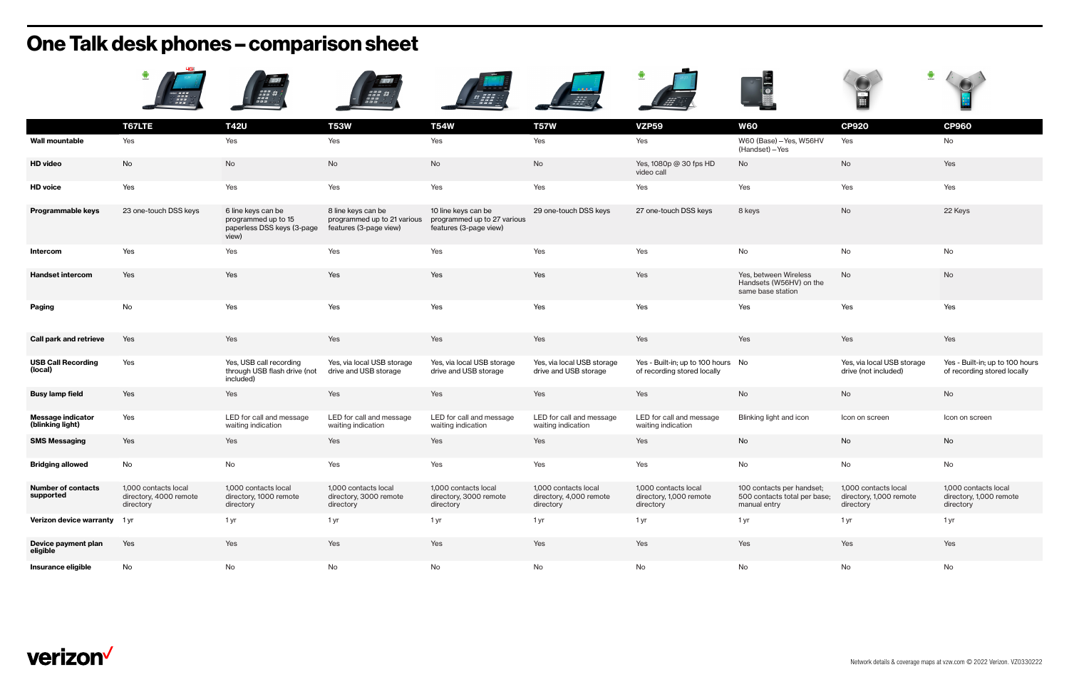# One Talk desk phones – comparison sheet

| | T67LTE | T42U | T53W | T54W | T57W | VZP59 | W60 | CP920 | CP960 |
|---|---|---|---|---|---|---|---|---|---|
| **Wall mountable** | Yes | Yes | Yes | Yes | Yes | Yes | W60 (Base) – Yes, W56HV (Handset) – Yes | Yes | No |
| **HD video** | No | No | No | No | No | Yes, 1080p @ 30 fps HD video call | No | No | Yes |
| **HD voice** | Yes | Yes | Yes | Yes | Yes | Yes | Yes | Yes | Yes |
| **Programmable keys** | 23 one-touch DSS keys | 6 line keys can be programmed up to 15 paperless DSS keys (3-page view) | 8 line keys can be programmed up to 21 various features (3-page view) | 10 line keys can be programmed up to 27 various features (3-page view) | 29 one-touch DSS keys | 27 one-touch DSS keys | 8 keys | No | 22 Keys |
| **Intercom** | Yes | Yes | Yes | Yes | Yes | Yes | No | No | No |
| **Handset intercom** | Yes | Yes | Yes | Yes | Yes | Yes | Yes, between Wireless Handsets (W56HV) on the same base station | No | No |
| **Paging** | No | Yes | Yes | Yes | Yes | Yes | Yes | Yes | Yes |
| **Call park and retrieve** | Yes | Yes | Yes | Yes | Yes | Yes | Yes | Yes | Yes |
| **USB Call Recording (local)** | Yes | Yes, USB call recording through USB flash drive (not included) | Yes, via local USB storage drive and USB storage | Yes, via local USB storage drive and USB storage | Yes, via local USB storage drive and USB storage | Yes - Built-in; up to 100 hours of recording stored locally | No | Yes, via local USB storage drive (not included) | Yes - Built-in; up to 100 hours of recording stored locally |
| **Busy lamp field** | Yes | Yes | Yes | Yes | Yes | Yes | No | No | No |
| **Message indicator (blinking light)** | Yes | LED for call and message waiting indication | LED for call and message waiting indication | LED for call and message waiting indication | LED for call and message waiting indication | LED for call and message waiting indication | Blinking light and icon | Icon on screen | Icon on screen |
| **SMS Messaging** | Yes | Yes | Yes | Yes | Yes | Yes | No | No | No |
| **Bridging allowed** | No | No | Yes | Yes | Yes | Yes | No | No | No |
| **Number of contacts supported** | 1,000 contacts local directory, 4000 remote directory | 1,000 contacts local directory, 1000 remote directory | 1,000 contacts local directory, 3000 remote directory | 1,000 contacts local directory, 3000 remote directory | 1,000 contacts local directory, 4,000 remote directory | 1,000 contacts local directory, 1,000 remote directory | 100 contacts per handset; 500 contacts total per base; manual entry | 1,000 contacts local directory, 1,000 remote directory | 1,000 contacts local directory, 1,000 remote directory |
| **Verizon device warranty** | 1 yr | 1 yr | 1 yr | 1 yr | 1 yr | 1 yr | 1 yr | 1 yr | 1 yr |
| **Device payment plan eligible** | Yes | Yes | Yes | Yes | Yes | Yes | Yes | Yes | Yes |
| **Insurance eligible** | No | No | No | No | No | No | No | No | No |

verizon

Network details & coverage maps at vzw.com © 2022 Verizon. VZ0330222